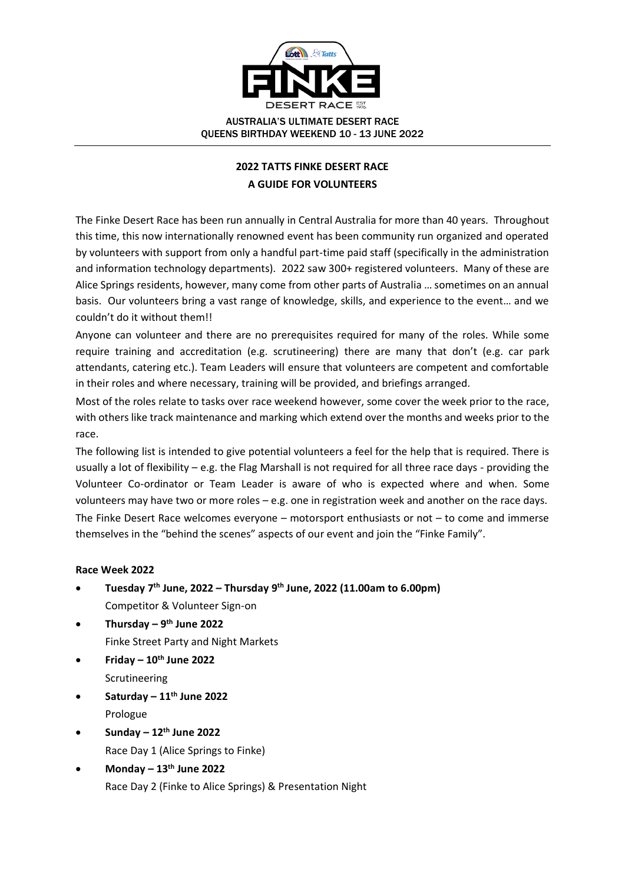AUSTRALIA'S ULTIMATE DESERT RACE
QUEENS BIRTHDAY WEEKEND 10 - 13 JUNE 2022

## 2022 TATTS FINKE DESERT RACE
## A GUIDE FOR VOLUNTEERS

The Finke Desert Race has been run annually in Central Australia for more than 40 years. Throughout this time, this now internationally renowned event has been community run organized and operated by volunteers with support from only a handful part-time paid staff (specifically in the administration and information technology departments). 2022 saw 300+ registered volunteers. Many of these are Alice Springs residents, however, many come from other parts of Australia … sometimes on an annual basis. Our volunteers bring a vast range of knowledge, skills, and experience to the event… and we couldn't do it without them!!

Anyone can volunteer and there are no prerequisites required for many of the roles. While some require training and accreditation (e.g. scrutineering) there are many that don't (e.g. car park attendants, catering etc.). Team Leaders will ensure that volunteers are competent and comfortable in their roles and where necessary, training will be provided, and briefings arranged.

Most of the roles relate to tasks over race weekend however, some cover the week prior to the race, with others like track maintenance and marking which extend over the months and weeks prior to the race.

The following list is intended to give potential volunteers a feel for the help that is required. There is usually a lot of flexibility – e.g. the Flag Marshall is not required for all three race days - providing the Volunteer Co-ordinator or Team Leader is aware of who is expected where and when. Some volunteers may have two or more roles – e.g. one in registration week and another on the race days.

The Finke Desert Race welcomes everyone – motorsport enthusiasts or not – to come and immerse themselves in the "behind the scenes" aspects of our event and join the "Finke Family".

**Race Week 2022**

- **Tuesday 7th June, 2022 – Thursday 9th June, 2022 (11.00am to 6.00pm)**
  Competitor & Volunteer Sign-on
- **Thursday – 9th June 2022**
  Finke Street Party and Night Markets
- **Friday – 10th June 2022**
  Scrutineering
- **Saturday – 11th June 2022**
  Prologue
- **Sunday – 12th June 2022**
  Race Day 1 (Alice Springs to Finke)
- **Monday – 13th June 2022**
  Race Day 2 (Finke to Alice Springs) & Presentation Night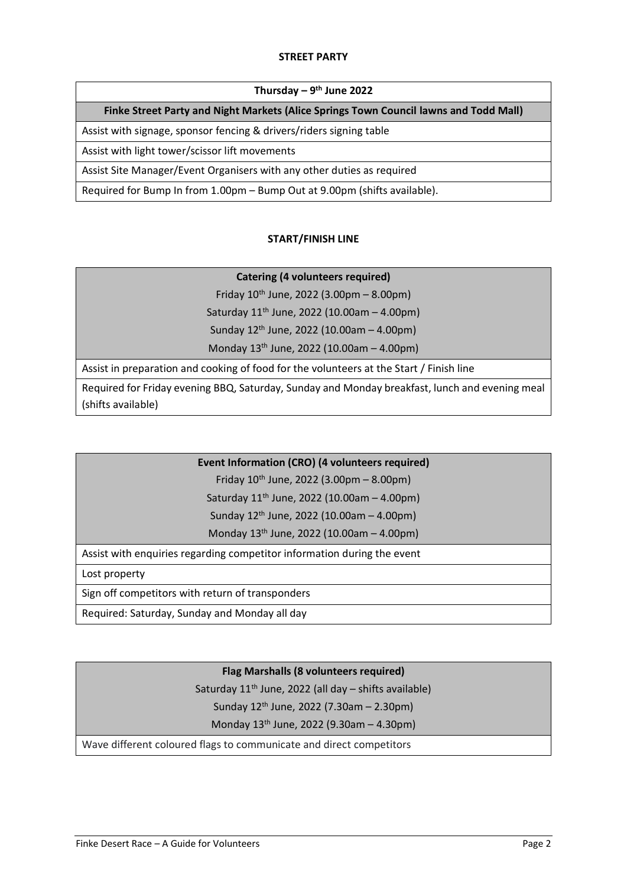## STREET PARTY

| Thursday – 9th June 2022 |
|---|
| **Finke Street Party and Night Markets (Alice Springs Town Council lawns and Todd Mall)** |
| Assist with signage, sponsor fencing & drivers/riders signing table |
| Assist with light tower/scissor lift movements |
| Assist Site Manager/Event Organisers with any other duties as required |
| Required for Bump In from 1.00pm – Bump Out at 9.00pm (shifts available). |

## START/FINISH LINE

| **Catering (4 volunteers required)**<br>Friday 10th June, 2022 (3.00pm – 8.00pm)<br>Saturday 11th June, 2022 (10.00am – 4.00pm)<br>Sunday 12th June, 2022 (10.00am – 4.00pm)<br>Monday 13th June, 2022 (10.00am – 4.00pm) |
|---|
| Assist in preparation and cooking of food for the volunteers at the Start / Finish line |
| Required for Friday evening BBQ, Saturday, Sunday and Monday breakfast, lunch and evening meal (shifts available) |

| **Event Information (CRO) (4 volunteers required)**<br>Friday 10th June, 2022 (3.00pm – 8.00pm)<br>Saturday 11th June, 2022 (10.00am – 4.00pm)<br>Sunday 12th June, 2022 (10.00am – 4.00pm)<br>Monday 13th June, 2022 (10.00am – 4.00pm) |
|---|
| Assist with enquiries regarding competitor information during the event |
| Lost property |
| Sign off competitors with return of transponders |
| Required: Saturday, Sunday and Monday all day |

| **Flag Marshalls (8 volunteers required)**<br>Saturday 11th June, 2022 (all day – shifts available)<br>Sunday 12th June, 2022 (7.30am – 2.30pm)<br>Monday 13th June, 2022 (9.30am – 4.30pm) |
|---|
| Wave different coloured flags to communicate and direct competitors |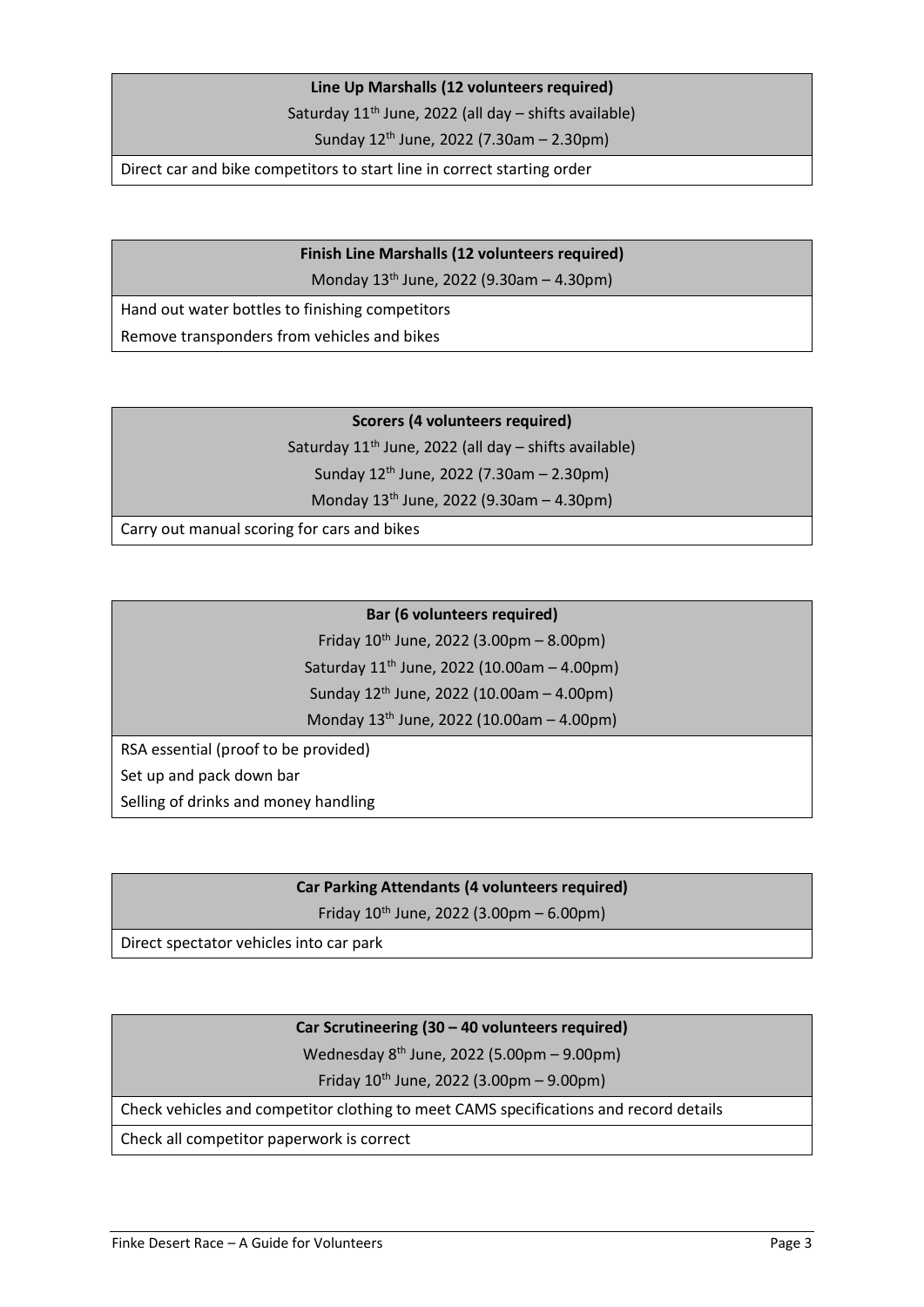| Line Up Marshalls (12 volunteers required) |
|---|
| Saturday 11th June, 2022 (all day – shifts available) |
| Sunday 12th June, 2022 (7.30am – 2.30pm) |
| Direct car and bike competitors to start line in correct starting order |

| Finish Line Marshalls (12 volunteers required) |
|---|
| Monday 13th June, 2022 (9.30am – 4.30pm) |
| Hand out water bottles to finishing competitors |
| Remove transponders from vehicles and bikes |

| Scorers (4 volunteers required) |
|---|
| Saturday 11th June, 2022 (all day – shifts available) |
| Sunday 12th June, 2022 (7.30am – 2.30pm) |
| Monday 13th June, 2022 (9.30am – 4.30pm) |
| Carry out manual scoring for cars and bikes |

| Bar (6 volunteers required) |
|---|
| Friday 10th June, 2022 (3.00pm – 8.00pm) |
| Saturday 11th June, 2022 (10.00am – 4.00pm) |
| Sunday 12th June, 2022 (10.00am – 4.00pm) |
| Monday 13th June, 2022 (10.00am – 4.00pm) |
| RSA essential (proof to be provided) |
| Set up and pack down bar |
| Selling of drinks and money handling |

| Car Parking Attendants (4 volunteers required) |
|---|
| Friday 10th June, 2022 (3.00pm – 6.00pm) |
| Direct spectator vehicles into car park |

| Car Scrutineering (30 – 40 volunteers required) |
|---|
| Wednesday 8th June, 2022 (5.00pm – 9.00pm) |
| Friday 10th June, 2022 (3.00pm – 9.00pm) |
| Check vehicles and competitor clothing to meet CAMS specifications and record details |
| Check all competitor paperwork is correct |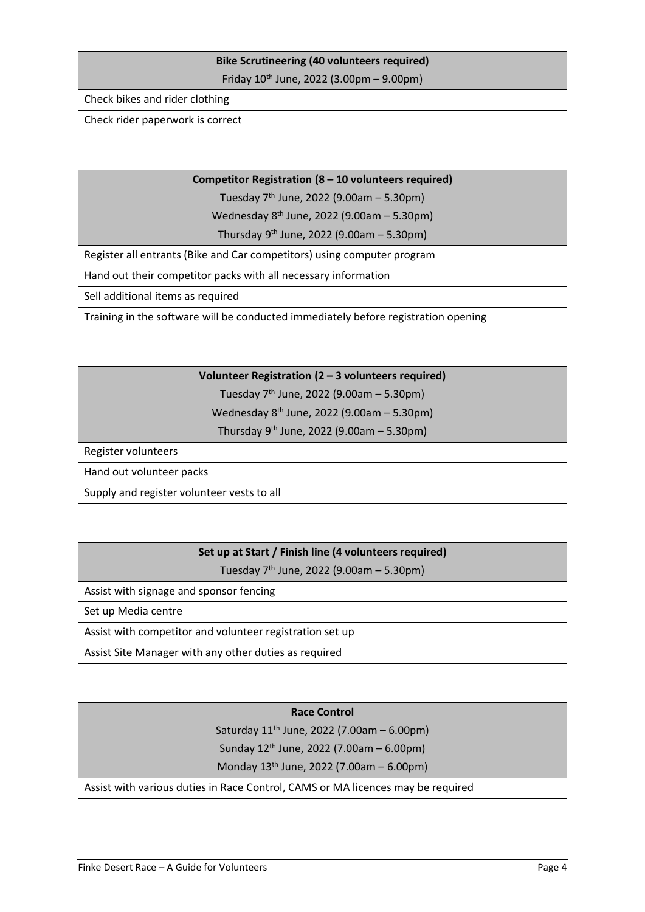| **Bike Scrutineering (40 volunteers required)**<br>Friday 10th June, 2022 (3.00pm – 9.00pm) |
|---|
| Check bikes and rider clothing |
| Check rider paperwork is correct |

| **Competitor Registration (8 – 10 volunteers required)**<br>Tuesday 7th June, 2022 (9.00am – 5.30pm)<br>Wednesday 8th June, 2022 (9.00am – 5.30pm)<br>Thursday 9th June, 2022 (9.00am – 5.30pm) |
|---|
| Register all entrants (Bike and Car competitors) using computer program |
| Hand out their competitor packs with all necessary information |
| Sell additional items as required |
| Training in the software will be conducted immediately before registration opening |

| **Volunteer Registration (2 – 3 volunteers required)**<br>Tuesday 7th June, 2022 (9.00am – 5.30pm)<br>Wednesday 8th June, 2022 (9.00am – 5.30pm)<br>Thursday 9th June, 2022 (9.00am – 5.30pm) |
|---|
| Register volunteers |
| Hand out volunteer packs |
| Supply and register volunteer vests to all |

| **Set up at Start / Finish line (4 volunteers required)**<br>Tuesday 7th June, 2022 (9.00am – 5.30pm) |
|---|
| Assist with signage and sponsor fencing |
| Set up Media centre |
| Assist with competitor and volunteer registration set up |
| Assist Site Manager with any other duties as required |

| **Race Control**<br>Saturday 11th June, 2022 (7.00am – 6.00pm)<br>Sunday 12th June, 2022 (7.00am – 6.00pm)<br>Monday 13th June, 2022 (7.00am – 6.00pm) |
|---|
| Assist with various duties in Race Control, CAMS or MA licences may be required |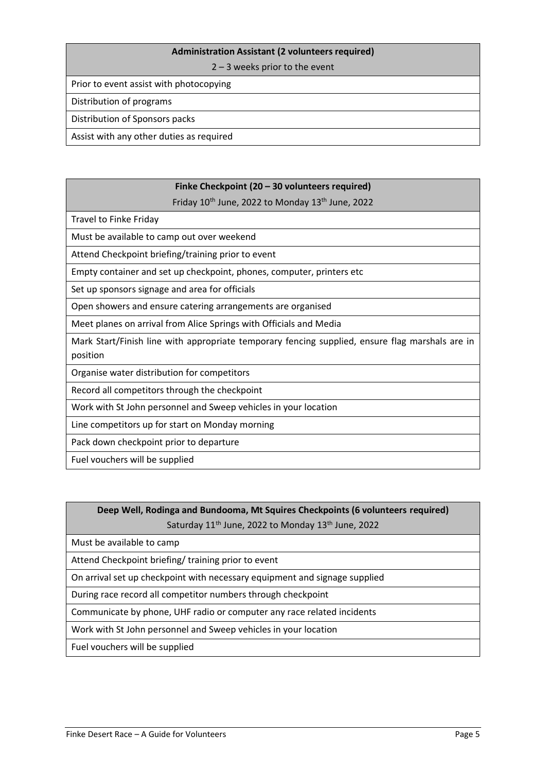| **Administration Assistant (2 volunteers required)**<br>2 – 3 weeks prior to the event |
|---|
| Prior to event assist with photocopying |
| Distribution of programs |
| Distribution of Sponsors packs |
| Assist with any other duties as required |

| **Finke Checkpoint (20 – 30 volunteers required)**<br>Friday 10th June, 2022 to Monday 13th June, 2022 |
|---|
| Travel to Finke Friday |
| Must be available to camp out over weekend |
| Attend Checkpoint briefing/training prior to event |
| Empty container and set up checkpoint, phones, computer, printers etc |
| Set up sponsors signage and area for officials |
| Open showers and ensure catering arrangements are organised |
| Meet planes on arrival from Alice Springs with Officials and Media |
| Mark Start/Finish line with appropriate temporary fencing supplied, ensure flag marshals are in position |
| Organise water distribution for competitors |
| Record all competitors through the checkpoint |
| Work with St John personnel and Sweep vehicles in your location |
| Line competitors up for start on Monday morning |
| Pack down checkpoint prior to departure |
| Fuel vouchers will be supplied |

| **Deep Well, Rodinga and Bundooma, Mt Squires Checkpoints (6 volunteers required)**<br>Saturday 11th June, 2022 to Monday 13th June, 2022 |
|---|
| Must be available to camp |
| Attend Checkpoint briefing/ training prior to event |
| On arrival set up checkpoint with necessary equipment and signage supplied |
| During race record all competitor numbers through checkpoint |
| Communicate by phone, UHF radio or computer any race related incidents |
| Work with St John personnel and Sweep vehicles in your location |
| Fuel vouchers will be supplied |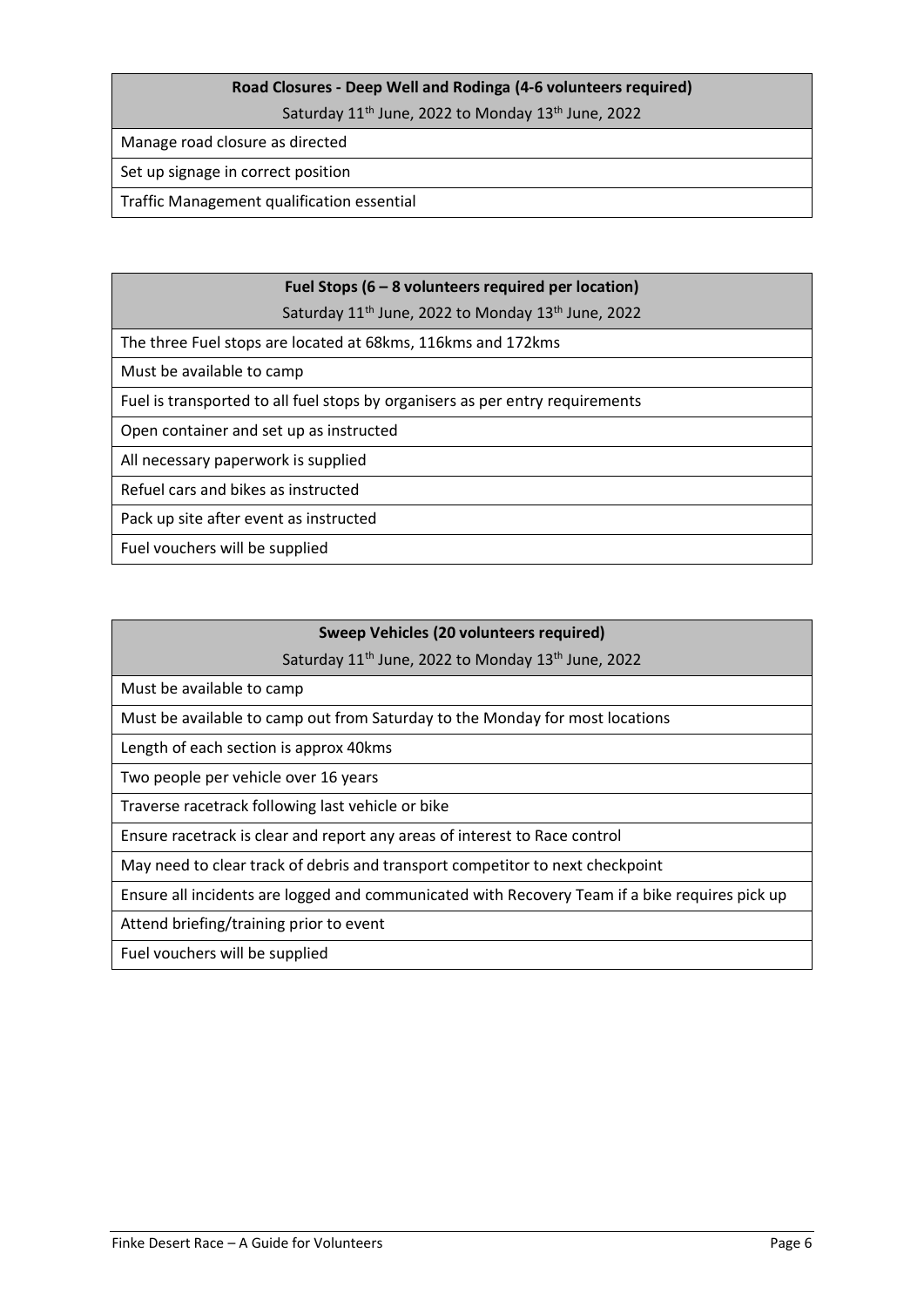| Road Closures - Deep Well and Rodinga (4-6 volunteers required) |
| --- |
| Saturday 11th June, 2022 to Monday 13th June, 2022 |
| Manage road closure as directed |
| Set up signage in correct position |
| Traffic Management qualification essential |

| Fuel Stops (6 – 8 volunteers required per location) |
| --- |
| Saturday 11th June, 2022 to Monday 13th June, 2022 |
| The three Fuel stops are located at 68kms, 116kms and 172kms |
| Must be available to camp |
| Fuel is transported to all fuel stops by organisers as per entry requirements |
| Open container and set up as instructed |
| All necessary paperwork is supplied |
| Refuel cars and bikes as instructed |
| Pack up site after event as instructed |
| Fuel vouchers will be supplied |

| Sweep Vehicles (20 volunteers required) |
| --- |
| Saturday 11th June, 2022 to Monday 13th June, 2022 |
| Must be available to camp |
| Must be available to camp out from Saturday to the Monday for most locations |
| Length of each section is approx 40kms |
| Two people per vehicle over 16 years |
| Traverse racetrack following last vehicle or bike |
| Ensure racetrack is clear and report any areas of interest to Race control |
| May need to clear track of debris and transport competitor to next checkpoint |
| Ensure all incidents are logged and communicated with Recovery Team if a bike requires pick up |
| Attend briefing/training prior to event |
| Fuel vouchers will be supplied |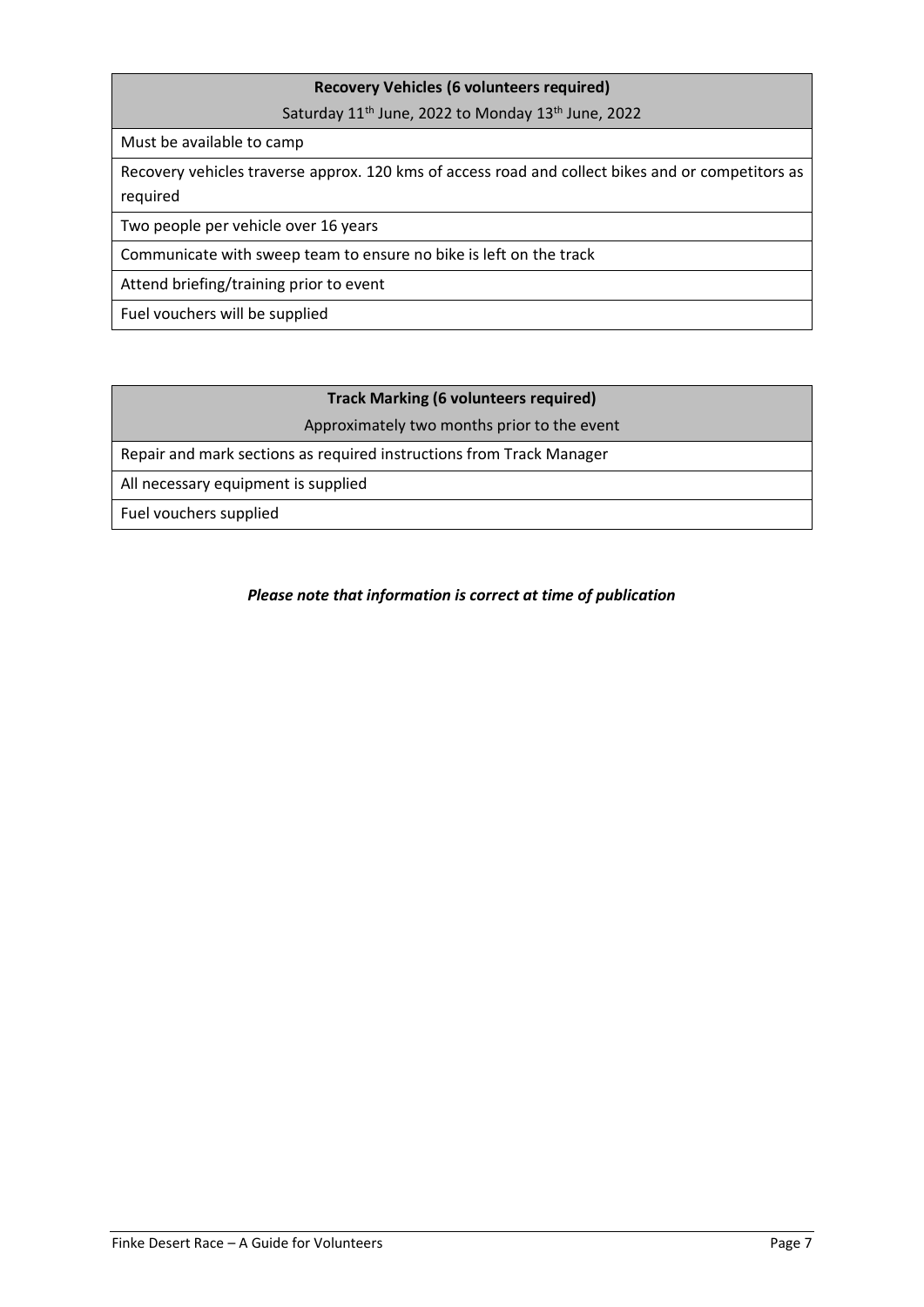| **Recovery Vehicles (6 volunteers required)** |
|---|
| Saturday 11th June, 2022 to Monday 13th June, 2022 |
| Must be available to camp |
| Recovery vehicles traverse approx. 120 kms of access road and collect bikes and or competitors as required |
| Two people per vehicle over 16 years |
| Communicate with sweep team to ensure no bike is left on the track |
| Attend briefing/training prior to event |
| Fuel vouchers will be supplied |

| **Track Marking (6 volunteers required)** |
|---|
| Approximately two months prior to the event |
| Repair and mark sections as required instructions from Track Manager |
| All necessary equipment is supplied |
| Fuel vouchers supplied |

***Please note that information is correct at time of publication***